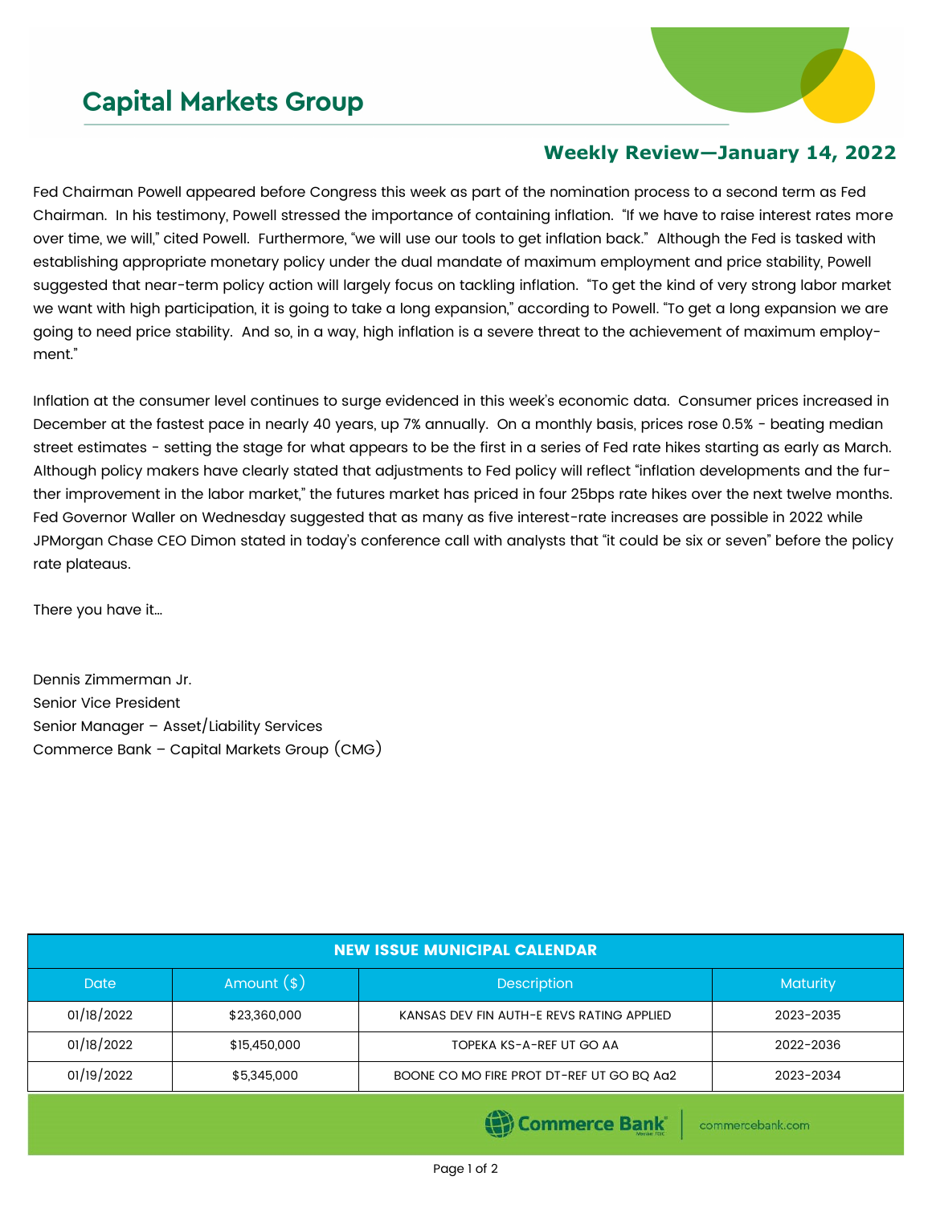# Capital Markets Group

## Weekly Review—January 14, 2022

Fed Chairman Powell appeared before Congress this week as part of the nomination process to a second term as Fed Chairman. In his testimony, Powell stressed the importance of containing inflation. "If we have to raise interest rates more over time, we will," cited Powell. Furthermore, "we will use our tools to get inflation back." Although the Fed is tasked with establishing appropriate monetary policy under the dual mandate of maximum employment and price stability, Powell suggested that near-term policy action will largely focus on tackling inflation. "To get the kind of very strong labor market we want with high participation, it is going to take a long expansion," according to Powell. "To get a long expansion we are going to need price stability. And so, in a way, high inflation is a severe threat to the achievement of maximum employment."

Inflation at the consumer level continues to surge evidenced in this week's economic data. Consumer prices increased in December at the fastest pace in nearly 40 years, up 7% annually. On a monthly basis, prices rose 0.5% - beating median street estimates - setting the stage for what appears to be the first in a series of Fed rate hikes starting as early as March. Although policy makers have clearly stated that adjustments to Fed policy will reflect "inflation developments and the further improvement in the labor market," the futures market has priced in four 25bps rate hikes over the next twelve months. Fed Governor Waller on Wednesday suggested that as many as five interest-rate increases are possible in 2022 while JPMorgan Chase CEO Dimon stated in today's conference call with analysts that "it could be six or seven" before the policy rate plateaus.

There you have it…

Dennis Zimmerman Jr.
Senior Vice President
Senior Manager – Asset/Liability Services
Commerce Bank – Capital Markets Group (CMG)

| NEW ISSUE MUNICIPAL CALENDAR | | | |
|---|---|---|---|
| Date | Amount ($) | Description | Maturity |
| 01/18/2022 | $23,360,000 | KANSAS DEV FIN AUTH-E REVS RATING APPLIED | 2023-2035 |
| 01/18/2022 | $15,450,000 | TOPEKA KS-A-REF UT GO AA | 2022-2036 |
| 01/19/2022 | $5,345,000 | BOONE CO MO FIRE PROT DT-REF UT GO BQ Aa2 | 2023-2034 |

Commerce Bank | commercebank.com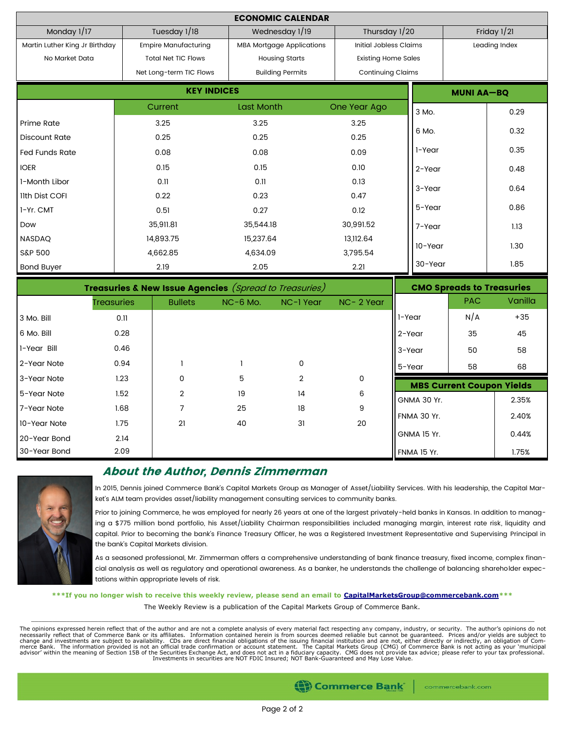## ECONOMIC CALENDAR

| Monday 1/17 | Tuesday 1/18 | Wednesday 1/19 | Thursday 1/20 | Friday 1/21 |
|---|---|---|---|---|
| Martin Luther King Jr Birthday | Empire Manufacturing | MBA Mortgage Applications | Initial Jobless Claims | Leading Index |
| No Market Data | Total Net TIC Flows | Housing Starts | Existing Home Sales | |
| | Net Long-term TIC Flows | Building Permits | Continuing Claims | |

## KEY INDICES

| | Current | Last Month | One Year Ago |
|---|---|---|---|
| Prime Rate | 3.25 | 3.25 | 3.25 |
| Discount Rate | 0.25 | 0.25 | 0.25 |
| Fed Funds Rate | 0.08 | 0.08 | 0.09 |
| IOER | 0.15 | 0.15 | 0.10 |
| 1-Month Libor | 0.11 | 0.11 | 0.13 |
| 11th Dist COFI | 0.22 | 0.23 | 0.47 |
| 1-Yr. CMT | 0.51 | 0.27 | 0.12 |
| Dow | 35,911.81 | 35,544.18 | 30,991.52 |
| NASDAQ | 14,893.75 | 15,237.64 | 13,112.64 |
| S&P 500 | 4,662.85 | 4,634.09 | 3,795.54 |
| Bond Buyer | 2.19 | 2.05 | 2.21 |

## MUNI AA—BQ

| | |
|---|---|
| 3 Mo. | 0.29 |
| 6 Mo. | 0.32 |
| 1-Year | 0.35 |
| 2-Year | 0.48 |
| 3-Year | 0.64 |
| 5-Year | 0.86 |
| 7-Year | 1.13 |
| 10-Year | 1.30 |
| 30-Year | 1.85 |

## Treasuries & New Issue Agencies *(Spread to Treasuries)*

| | Treasuries | Bullets | NC-6 Mo. | NC-1 Year | NC- 2 Year |
|---|---|---|---|---|---|
| 3 Mo. Bill | 0.11 | | | | |
| 6 Mo. Bill | 0.28 | | | | |
| 1-Year Bill | 0.46 | | | | |
| 2-Year Note | 0.94 | 1 | 1 | 0 | |
| 3-Year Note | 1.23 | 0 | 5 | 2 | 0 |
| 5-Year Note | 1.52 | 2 | 19 | 14 | 6 |
| 7-Year Note | 1.68 | 7 | 25 | 18 | 9 |
| 10-Year Note | 1.75 | 21 | 40 | 31 | 20 |
| 20-Year Bond | 2.14 | | | | |
| 30-Year Bond | 2.09 | | | | |

## CMO Spreads to Treasuries

| | PAC | Vanilla |
|---|---|---|
| 1-Year | N/A | +35 |
| 2-Year | 35 | 45 |
| 3-Year | 50 | 58 |
| 5-Year | 58 | 68 |

## MBS Current Coupon Yields

| | |
|---|---|
| GNMA 30 Yr. | 2.35% |
| FNMA 30 Yr. | 2.40% |
| GNMA 15 Yr. | 0.44% |
| FNMA 15 Yr. | 1.75% |

## *About the Author, Dennis Zimmerman*

In 2015, Dennis joined Commerce Bank's Capital Markets Group as Manager of Asset/Liability Services. With his leadership, the Capital Market's ALM team provides asset/liability management consulting services to community banks.

Prior to joining Commerce, he was employed for nearly 26 years at one of the largest privately-held banks in Kansas. In addition to managing a $775 million bond portfolio, his Asset/Liability Chairman responsibilities included managing margin, interest rate risk, liquidity and capital. Prior to becoming the bank's Finance Treasury Officer, he was a Registered Investment Representative and Supervising Principal in the bank's Capital Markets division.

As a seasoned professional, Mr. Zimmerman offers a comprehensive understanding of bank finance treasury, fixed income, complex financial analysis as well as regulatory and operational awareness. As a banker, he understands the challenge of balancing shareholder expectations within appropriate levels of risk.

**\*\*\*If you no longer wish to receive this weekly review, please send an email to CapitalMarketsGroup@commercebank.com\*\*\***

The Weekly Review is a publication of the Capital Markets Group of Commerce Bank.

The opinions expressed herein reflect that of the author and are not a complete analysis of every material fact respecting any company, industry, or security. The author's opinions do not necessarily reflect that of Commerce Bank or its affiliates. Information contained herein is from sources deemed reliable but cannot be guaranteed. Prices and/or yields are subject to change and investments are subject to availability. CDs are direct financial obligations of the issuing financial institution and are not, either directly or indirectly, an obligation of Commerce Bank. The information provided is not an official trade confirmation or account statement. The Capital Markets Group (CMG) of Commerce Bank is not acting as your 'municipal advisor' within the meaning of Section 15B of the Securities Exchange Act, and does not act in a fiduciary capacity. CMG does not provide tax advice; please refer to your tax professional. Investments in securities are NOT FDIC Insured; NOT Bank-Guaranteed and May Lose Value.

Commerce Bank | commercebank.com